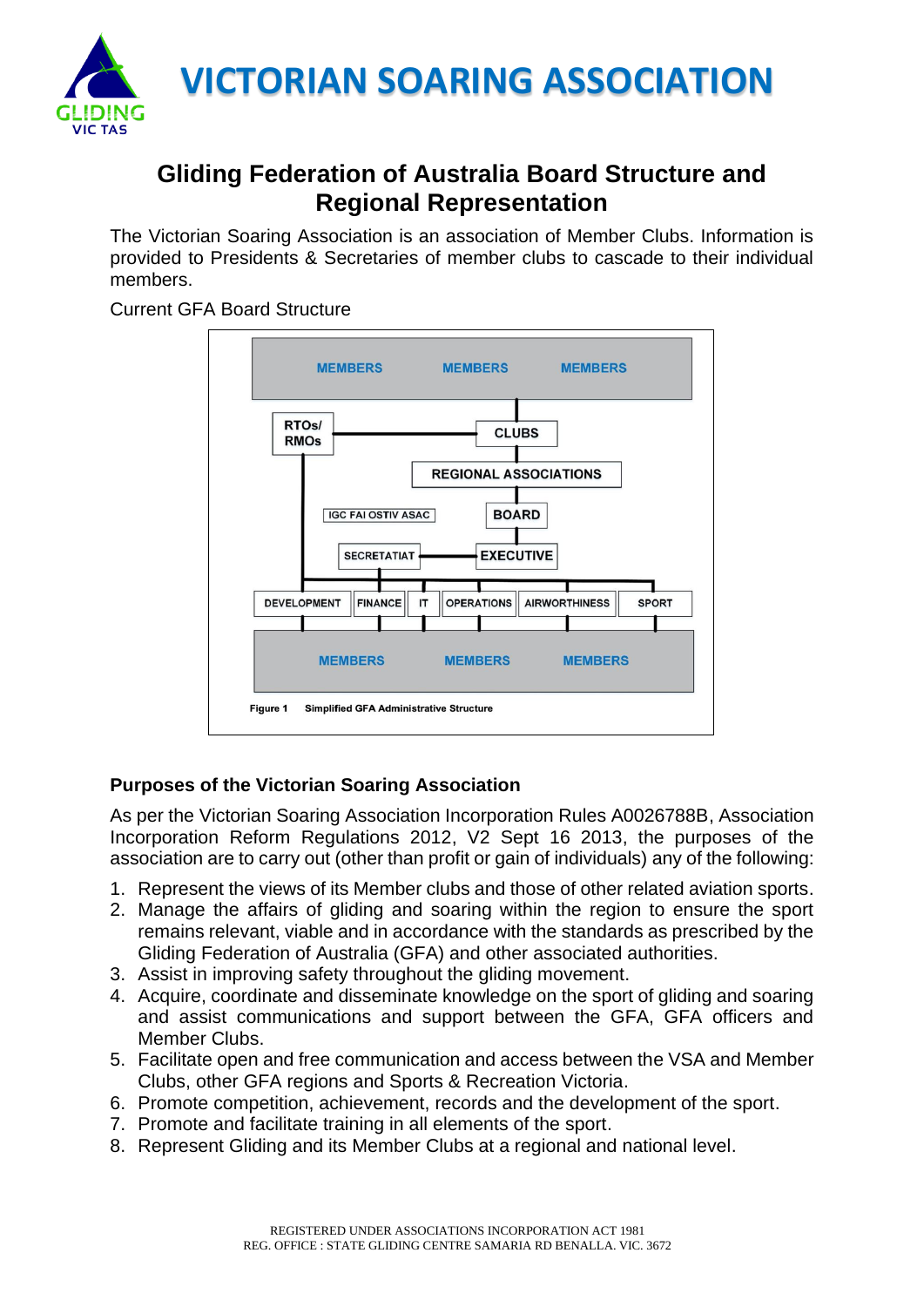# VICTORIAN SOARING ASSOCIATION

## Gliding Federation of Australia Board Structure and Regional Representation

The Victorian Soaring Association is an association of Member Clubs. Information is provided to Presidents & Secretaries of member clubs to cascade to their individual members.

Current GFA Board Structure

**Figure 1** **Simplified GFA Administrative Structure**

### Purposes of the Victorian Soaring Association

As per the Victorian Soaring Association Incorporation Rules A0026788B, Association Incorporation Reform Regulations 2012, V2 Sept 16 2013, the purposes of the association are to carry out (other than profit or gain of individuals) any of the following:

1. Represent the views of its Member clubs and those of other related aviation sports.
2. Manage the affairs of gliding and soaring within the region to ensure the sport remains relevant, viable and in accordance with the standards as prescribed by the Gliding Federation of Australia (GFA) and other associated authorities.
3. Assist in improving safety throughout the gliding movement.
4. Acquire, coordinate and disseminate knowledge on the sport of gliding and soaring and assist communications and support between the GFA, GFA officers and Member Clubs.
5. Facilitate open and free communication and access between the VSA and Member Clubs, other GFA regions and Sports & Recreation Victoria.
6. Promote competition, achievement, records and the development of the sport.
7. Promote and facilitate training in all elements of the sport.
8. Represent Gliding and its Member Clubs at a regional and national level.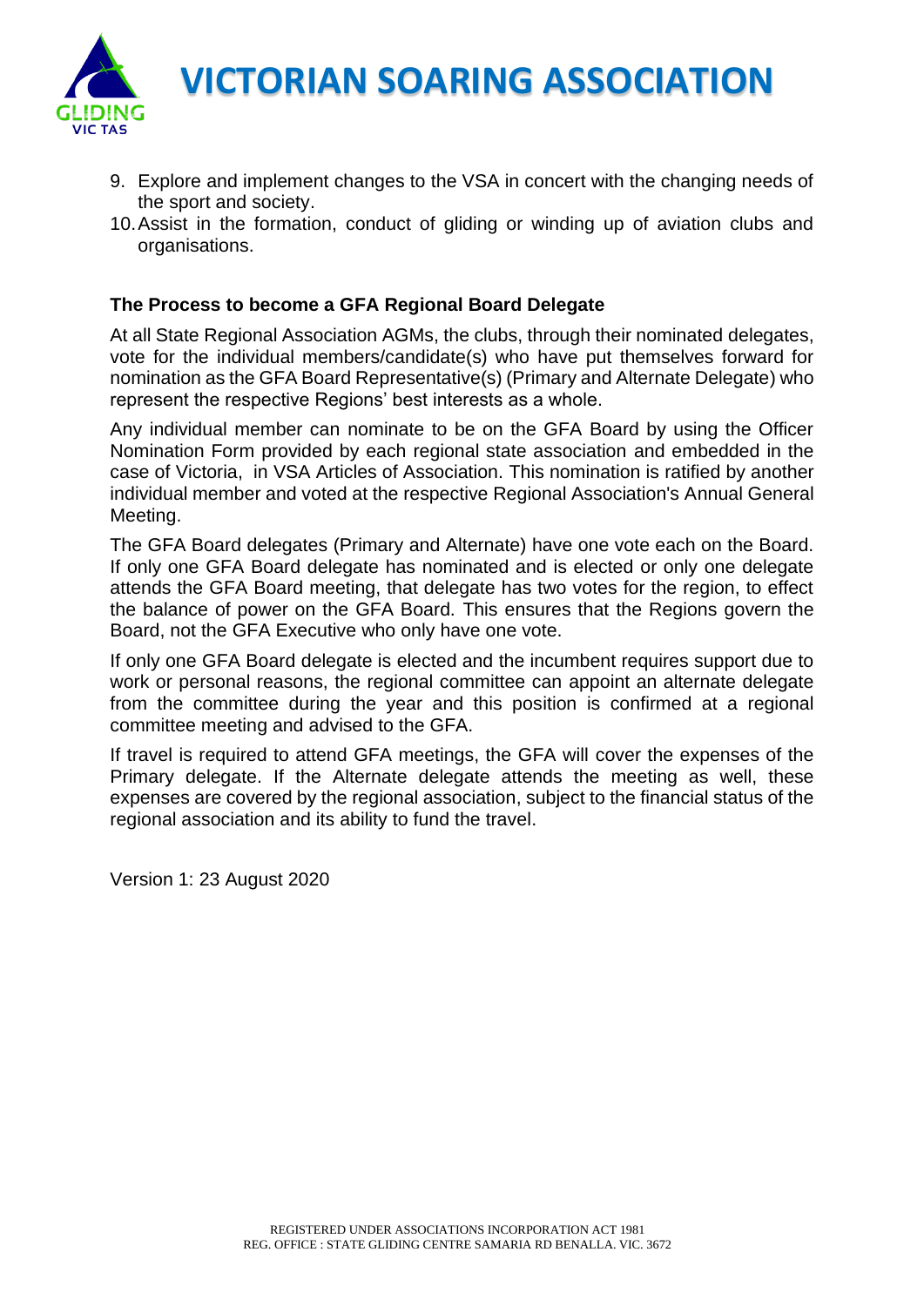9. Explore and implement changes to the VSA in concert with the changing needs of the sport and society.
10. Assist in the formation, conduct of gliding or winding up of aviation clubs and organisations.

**The Process to become a GFA Regional Board Delegate**

At all State Regional Association AGMs, the clubs, through their nominated delegates, vote for the individual members/candidate(s) who have put themselves forward for nomination as the GFA Board Representative(s) (Primary and Alternate Delegate) who represent the respective Regions' best interests as a whole.

Any individual member can nominate to be on the GFA Board by using the Officer Nomination Form provided by each regional state association and embedded in the case of Victoria, in VSA Articles of Association. This nomination is ratified by another individual member and voted at the respective Regional Association's Annual General Meeting.

The GFA Board delegates (Primary and Alternate) have one vote each on the Board. If only one GFA Board delegate has nominated and is elected or only one delegate attends the GFA Board meeting, that delegate has two votes for the region, to effect the balance of power on the GFA Board. This ensures that the Regions govern the Board, not the GFA Executive who only have one vote.

If only one GFA Board delegate is elected and the incumbent requires support due to work or personal reasons, the regional committee can appoint an alternate delegate from the committee during the year and this position is confirmed at a regional committee meeting and advised to the GFA.

If travel is required to attend GFA meetings, the GFA will cover the expenses of the Primary delegate. If the Alternate delegate attends the meeting as well, these expenses are covered by the regional association, subject to the financial status of the regional association and its ability to fund the travel.

Version 1: 23 August 2020